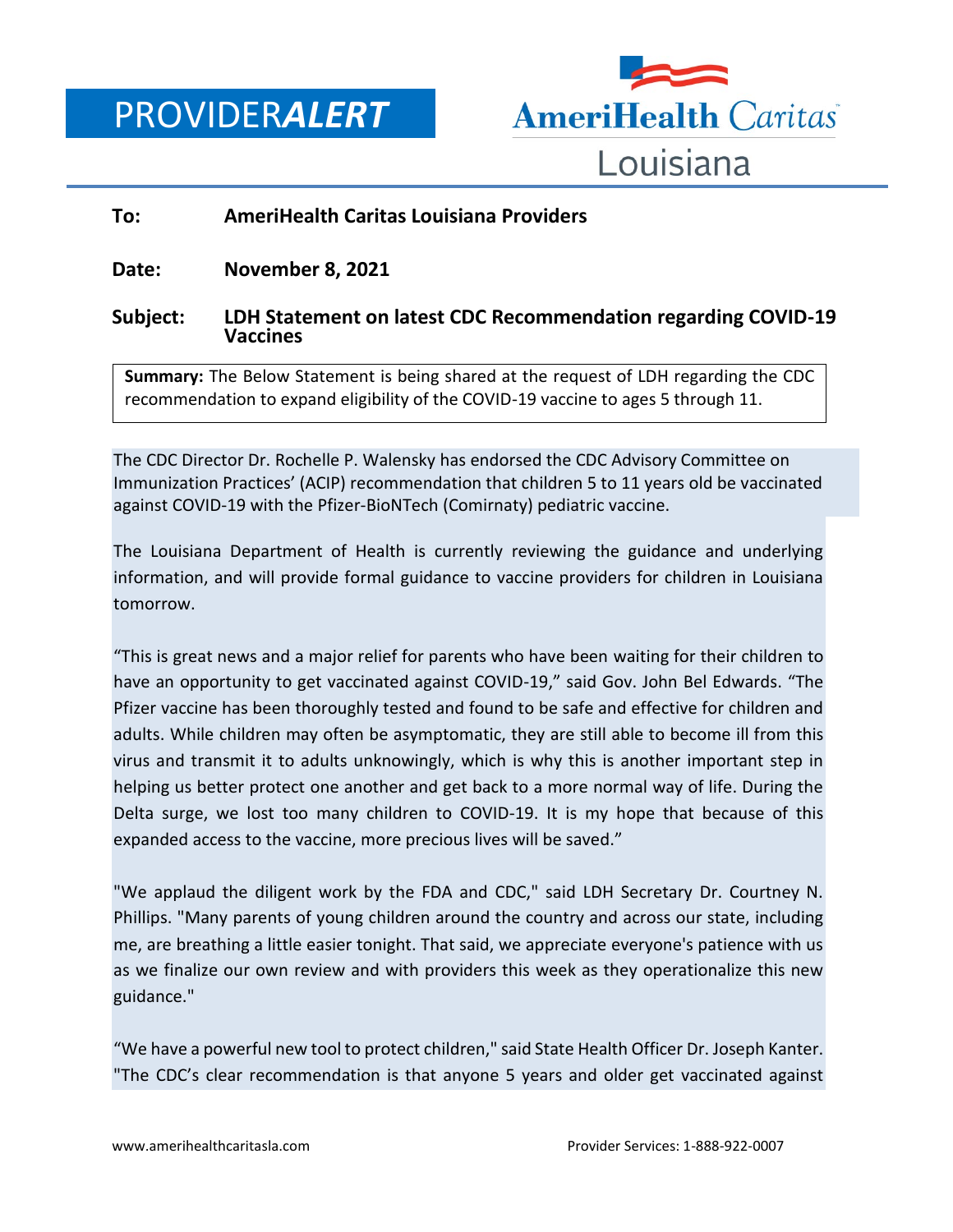# PROVIDER*ALERT*

AmeriHealth Caritas Louisiana

**To:** **AmeriHealth Caritas Louisiana Providers**

**Date:** **November 8, 2021**

**Subject:** **LDH Statement on latest CDC Recommendation regarding COVID-19 Vaccines**

**Summary:** The Below Statement is being shared at the request of LDH regarding the CDC recommendation to expand eligibility of the COVID-19 vaccine to ages 5 through 11.

The CDC Director Dr. Rochelle P. Walensky has endorsed the CDC Advisory Committee on Immunization Practices' (ACIP) recommendation that children 5 to 11 years old be vaccinated against COVID-19 with the Pfizer-BioNTech (Comirnaty) pediatric vaccine.

The Louisiana Department of Health is currently reviewing the guidance and underlying information, and will provide formal guidance to vaccine providers for children in Louisiana tomorrow.

"This is great news and a major relief for parents who have been waiting for their children to have an opportunity to get vaccinated against COVID-19," said Gov. John Bel Edwards. "The Pfizer vaccine has been thoroughly tested and found to be safe and effective for children and adults. While children may often be asymptomatic, they are still able to become ill from this virus and transmit it to adults unknowingly, which is why this is another important step in helping us better protect one another and get back to a more normal way of life. During the Delta surge, we lost too many children to COVID-19. It is my hope that because of this expanded access to the vaccine, more precious lives will be saved."

"We applaud the diligent work by the FDA and CDC," said LDH Secretary Dr. Courtney N. Phillips. "Many parents of young children around the country and across our state, including me, are breathing a little easier tonight. That said, we appreciate everyone's patience with us as we finalize our own review and with providers this week as they operationalize this new guidance."

"We have a powerful new tool to protect children," said State Health Officer Dr. Joseph Kanter. "The CDC's clear recommendation is that anyone 5 years and older get vaccinated against

www.amerihealthcaritasla.com Provider Services: 1-888-922-0007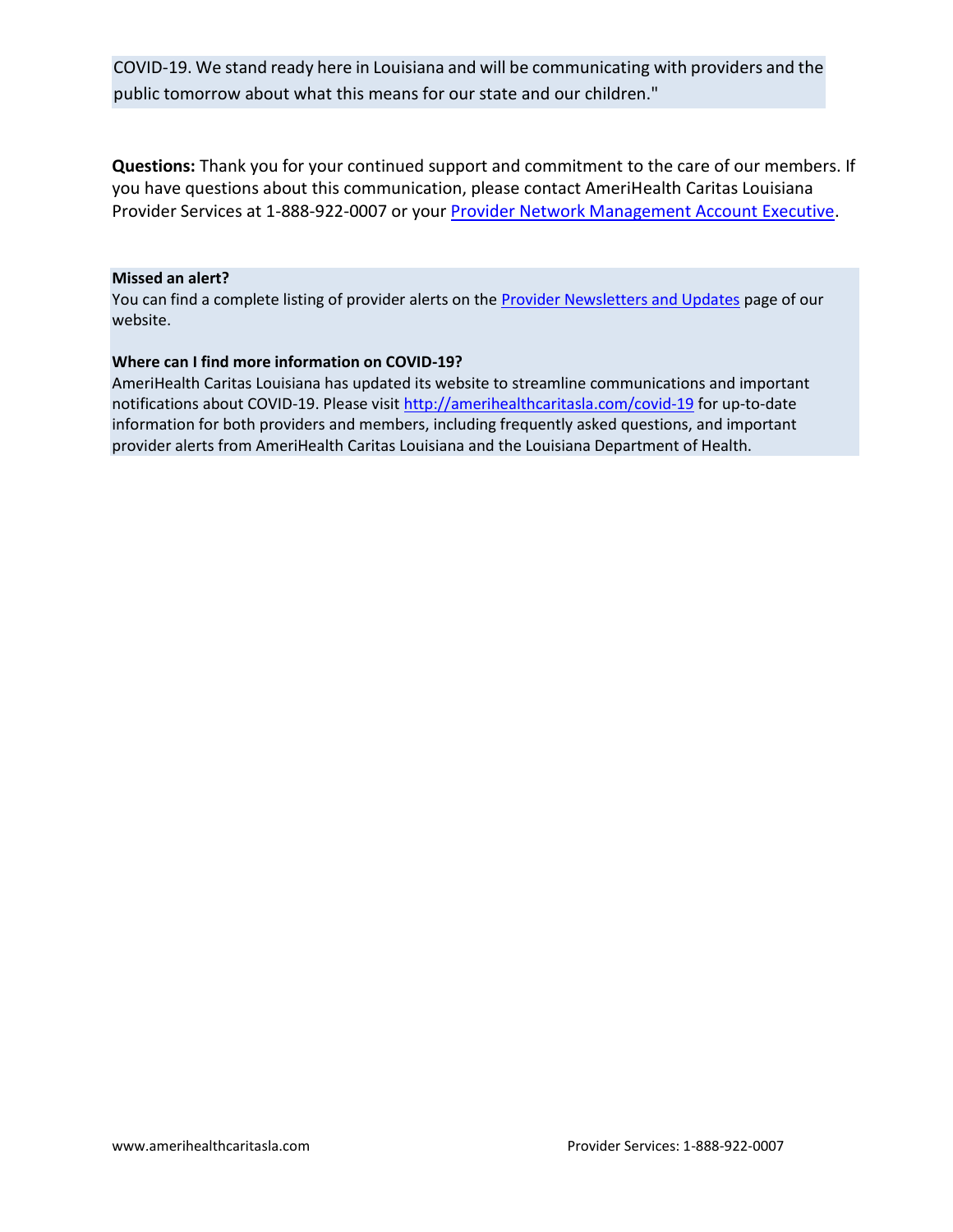COVID-19. We stand ready here in Louisiana and will be communicating with providers and the public tomorrow about what this means for our state and our children."

**Questions:** Thank you for your continued support and commitment to the care of our members. If you have questions about this communication, please contact AmeriHealth Caritas Louisiana Provider Services at 1-888-922-0007 or your Provider Network Management Account Executive.

**Missed an alert?**

You can find a complete listing of provider alerts on the Provider Newsletters and Updates page of our website.

**Where can I find more information on COVID-19?**

AmeriHealth Caritas Louisiana has updated its website to streamline communications and important notifications about COVID-19. Please visit http://amerihealthcaritasla.com/covid-19 for up-to-date information for both providers and members, including frequently asked questions, and important provider alerts from AmeriHealth Caritas Louisiana and the Louisiana Department of Health.